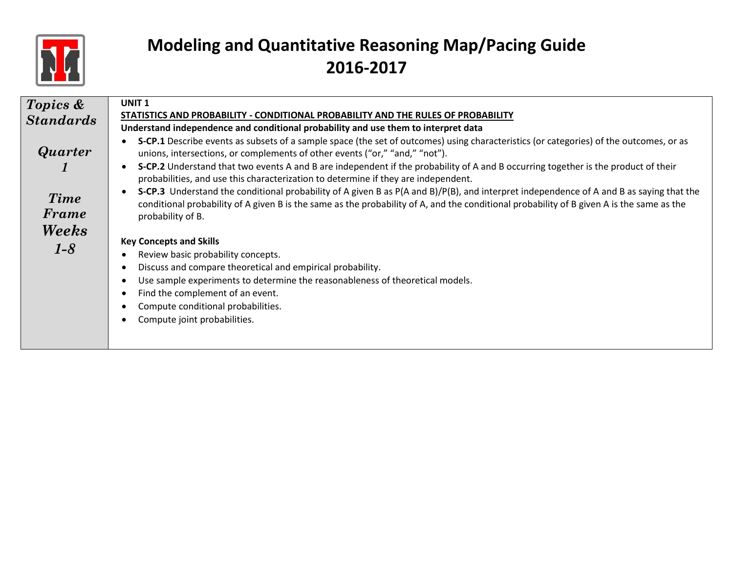# Modeling and Quantitative Reasoning Map/Pacing Guide 2016-2017

| | |
|---|---|
| ***Topics & Standards*** <br><br> ***Quarter 1*** <br><br> ***Time Frame Weeks 1-8*** | **UNIT 1** <br> **STATISTICS AND PROBABILITY - CONDITIONAL PROBABILITY AND THE RULES OF PROBABILITY** <br> **Understand independence and conditional probability and use them to interpret data** <br> • **S-CP.1** Describe events as subsets of a sample space (the set of outcomes) using characteristics (or categories) of the outcomes, or as unions, intersections, or complements of other events ("or," "and," "not"). <br> • **S-CP.2** Understand that two events A and B are independent if the probability of A and B occurring together is the product of their probabilities, and use this characterization to determine if they are independent. <br> • **S-CP.3** Understand the conditional probability of A given B as P(A and B)/P(B), and interpret independence of A and B as saying that the conditional probability of A given B is the same as the probability of A, and the conditional probability of B given A is the same as the probability of B. <br><br> **Key Concepts and Skills** <br> • Review basic probability concepts. <br> • Discuss and compare theoretical and empirical probability. <br> • Use sample experiments to determine the reasonableness of theoretical models. <br> • Find the complement of an event. <br> • Compute conditional probabilities. <br> • Compute joint probabilities. |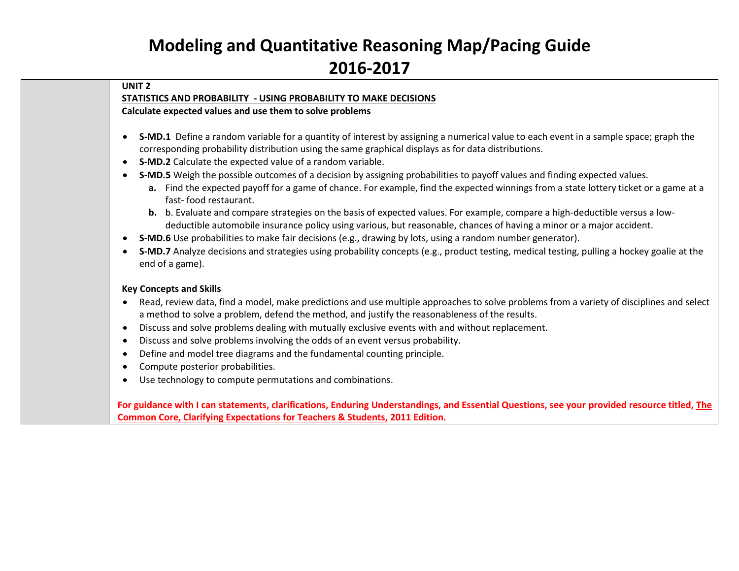# Modeling and Quantitative Reasoning Map/Pacing Guide
# 2016-2017

**UNIT 2**

**STATISTICS AND PROBABILITY - USING PROBABILITY TO MAKE DECISIONS**

**Calculate expected values and use them to solve problems**

- **S-MD.1** Define a random variable for a quantity of interest by assigning a numerical value to each event in a sample space; graph the corresponding probability distribution using the same graphical displays as for data distributions.
- **S-MD.2** Calculate the expected value of a random variable.
- **S-MD.5** Weigh the possible outcomes of a decision by assigning probabilities to payoff values and finding expected values.
  - **a.** Find the expected payoff for a game of chance. For example, find the expected winnings from a state lottery ticket or a game at a fast- food restaurant.
  - **b.** b. Evaluate and compare strategies on the basis of expected values. For example, compare a high-deductible versus a low-deductible automobile insurance policy using various, but reasonable, chances of having a minor or a major accident.
- **S-MD.6** Use probabilities to make fair decisions (e.g., drawing by lots, using a random number generator).
- **S-MD.7** Analyze decisions and strategies using probability concepts (e.g., product testing, medical testing, pulling a hockey goalie at the end of a game).

**Key Concepts and Skills**

- Read, review data, find a model, make predictions and use multiple approaches to solve problems from a variety of disciplines and select a method to solve a problem, defend the method, and justify the reasonableness of the results.
- Discuss and solve problems dealing with mutually exclusive events with and without replacement.
- Discuss and solve problems involving the odds of an event versus probability.
- Define and model tree diagrams and the fundamental counting principle.
- Compute posterior probabilities.
- Use technology to compute permutations and combinations.

**For guidance with I can statements, clarifications, Enduring Understandings, and Essential Questions, see your provided resource titled, The Common Core, Clarifying Expectations for Teachers & Students, 2011 Edition.**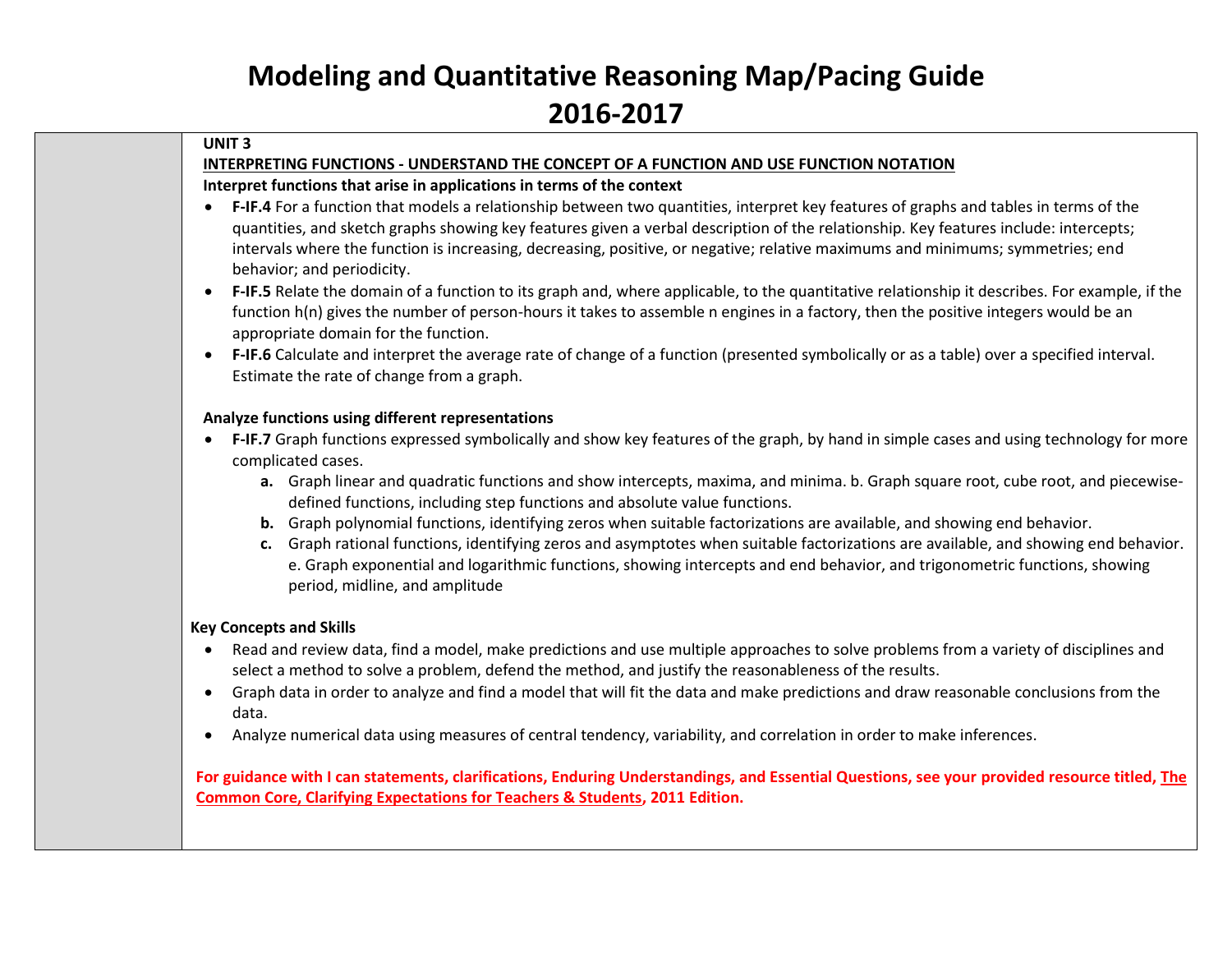# Modeling and Quantitative Reasoning Map/Pacing Guide
# 2016-2017

**UNIT 3**

**INTERPRETING FUNCTIONS - UNDERSTAND THE CONCEPT OF A FUNCTION AND USE FUNCTION NOTATION**

**Interpret functions that arise in applications in terms of the context**

- **F-IF.4** For a function that models a relationship between two quantities, interpret key features of graphs and tables in terms of the quantities, and sketch graphs showing key features given a verbal description of the relationship. Key features include: intercepts; intervals where the function is increasing, decreasing, positive, or negative; relative maximums and minimums; symmetries; end behavior; and periodicity.
- **F-IF.5** Relate the domain of a function to its graph and, where applicable, to the quantitative relationship it describes. For example, if the function h(n) gives the number of person-hours it takes to assemble n engines in a factory, then the positive integers would be an appropriate domain for the function.
- **F-IF.6** Calculate and interpret the average rate of change of a function (presented symbolically or as a table) over a specified interval. Estimate the rate of change from a graph.

**Analyze functions using different representations**

- **F-IF.7** Graph functions expressed symbolically and show key features of the graph, by hand in simple cases and using technology for more complicated cases.
  - **a.** Graph linear and quadratic functions and show intercepts, maxima, and minima. b. Graph square root, cube root, and piecewise-defined functions, including step functions and absolute value functions.
  - **b.** Graph polynomial functions, identifying zeros when suitable factorizations are available, and showing end behavior.
  - **c.** Graph rational functions, identifying zeros and asymptotes when suitable factorizations are available, and showing end behavior. e. Graph exponential and logarithmic functions, showing intercepts and end behavior, and trigonometric functions, showing period, midline, and amplitude

**Key Concepts and Skills**

- Read and review data, find a model, make predictions and use multiple approaches to solve problems from a variety of disciplines and select a method to solve a problem, defend the method, and justify the reasonableness of the results.
- Graph data in order to analyze and find a model that will fit the data and make predictions and draw reasonable conclusions from the data.
- Analyze numerical data using measures of central tendency, variability, and correlation in order to make inferences.

**For guidance with I can statements, clarifications, Enduring Understandings, and Essential Questions, see your provided resource titled, The Common Core, Clarifying Expectations for Teachers & Students, 2011 Edition.**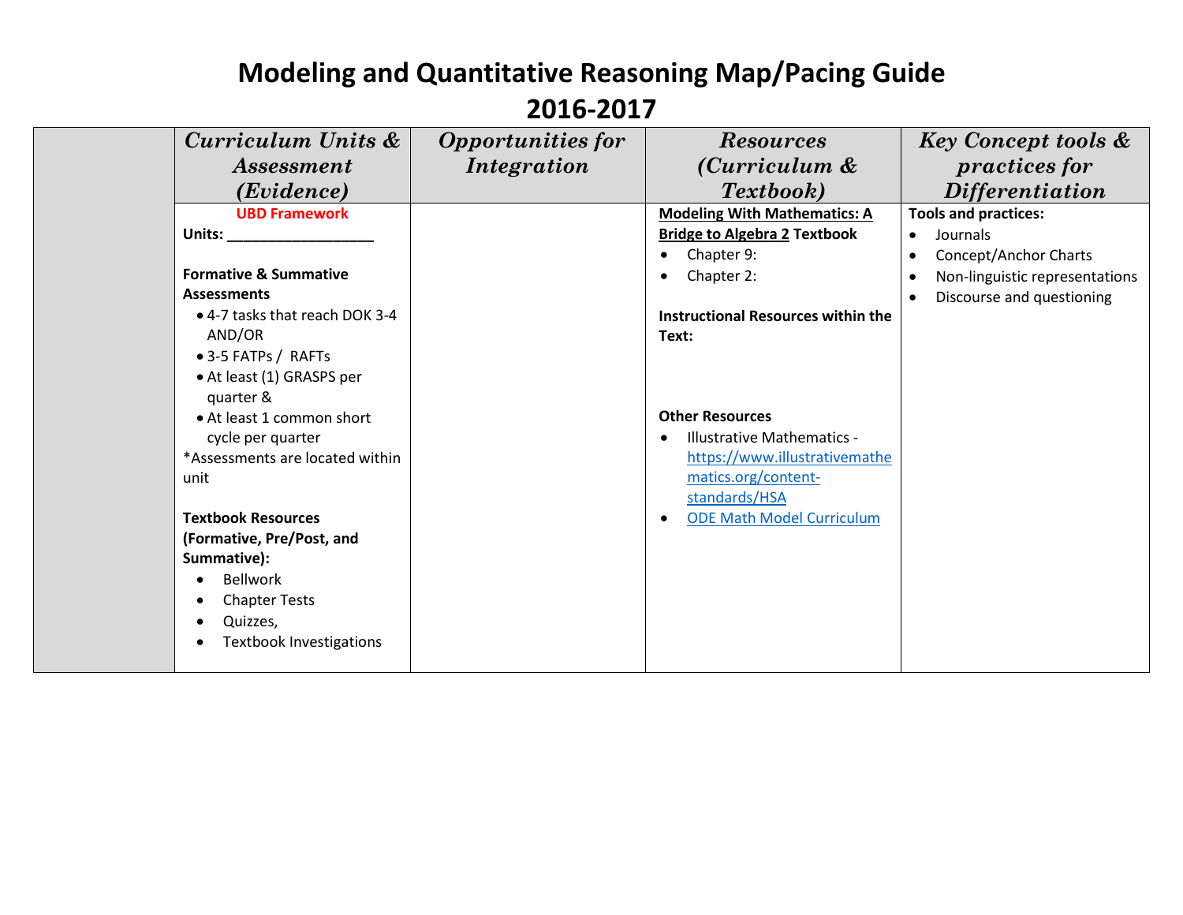# Modeling and Quantitative Reasoning Map/Pacing Guide

# 2016-2017

| | *Curriculum Units & Assessment (Evidence)* | *Opportunities for Integration* | *Resources (Curriculum & Textbook)* | *Key Concept tools & practices for Differentiation* |
|---|---|---|---|---|
| | **UBD Framework**<br>**Units: ___________________**<br><br>**Formative & Summative Assessments**<br>• 4-7 tasks that reach DOK 3-4 AND/OR<br>• 3-5 FATPs / RAFTs<br>• At least (1) GRASPS per quarter &<br>• At least 1 common short cycle per quarter<br>*Assessments are located within unit<br><br>**Textbook Resources (Formative, Pre/Post, and Summative):**<br>• Bellwork<br>• Chapter Tests<br>• Quizzes,<br>• Textbook Investigations | | **Modeling With Mathematics: A Bridge to Algebra 2 Textbook**<br>• Chapter 9:<br>• Chapter 2:<br><br>**Instructional Resources within the Text:**<br><br>**Other Resources**<br>• Illustrative Mathematics - https://www.illustrativemathematics.org/content-standards/HSA<br>• ODE Math Model Curriculum | **Tools and practices:**<br>• Journals<br>• Concept/Anchor Charts<br>• Non-linguistic representations<br>• Discourse and questioning |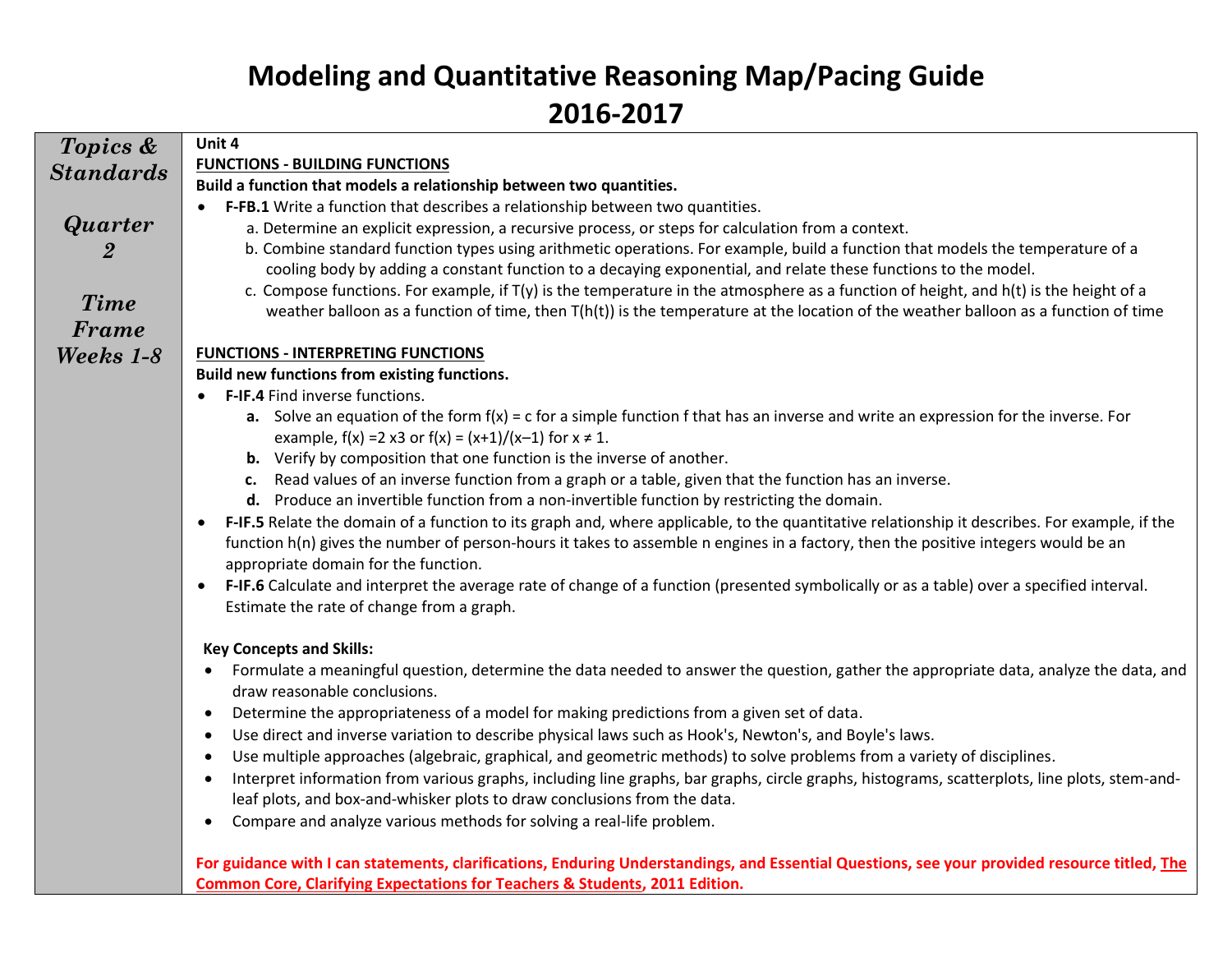# Modeling and Quantitative Reasoning Map/Pacing Guide
# 2016-2017

| | |
|---|---|
| ***Topics & Standards***<br><br>***Quarter 2***<br><br>***Time Frame Weeks 1-8*** | **Unit 4**<br>**FUNCTIONS - BUILDING FUNCTIONS**<br>**Build a function that models a relationship between two quantities.**<br>• **F-FB.1** Write a function that describes a relationship between two quantities.<br>a. Determine an explicit expression, a recursive process, or steps for calculation from a context.<br>b. Combine standard function types using arithmetic operations. For example, build a function that models the temperature of a cooling body by adding a constant function to a decaying exponential, and relate these functions to the model.<br>c. Compose functions. For example, if $T(y)$ is the temperature in the atmosphere as a function of height, and $h(t)$ is the height of a weather balloon as a function of time, then $T(h(t))$ is the temperature at the location of the weather balloon as a function of time<br><br>**FUNCTIONS - INTERPRETING FUNCTIONS**<br>**Build new functions from existing functions.**<br>• **F-IF.4** Find inverse functions.<br>**a.** Solve an equation of the form $f(x) = c$ for a simple function f that has an inverse and write an expression for the inverse. For example, $f(x) =2\ x3$ or $f(x) = (x+1)/(x–1)$ for $x \neq 1$.<br>**b.** Verify by composition that one function is the inverse of another.<br>**c.** Read values of an inverse function from a graph or a table, given that the function has an inverse.<br>**d.** Produce an invertible function from a non-invertible function by restricting the domain.<br>• **F-IF.5** Relate the domain of a function to its graph and, where applicable, to the quantitative relationship it describes. For example, if the function $h(n)$ gives the number of person-hours it takes to assemble n engines in a factory, then the positive integers would be an appropriate domain for the function.<br>• **F-IF.6** Calculate and interpret the average rate of change of a function (presented symbolically or as a table) over a specified interval. Estimate the rate of change from a graph.<br><br>**Key Concepts and Skills:**<br>• Formulate a meaningful question, determine the data needed to answer the question, gather the appropriate data, analyze the data, and draw reasonable conclusions.<br>• Determine the appropriateness of a model for making predictions from a given set of data.<br>• Use direct and inverse variation to describe physical laws such as Hook's, Newton's, and Boyle's laws.<br>• Use multiple approaches (algebraic, graphical, and geometric methods) to solve problems from a variety of disciplines.<br>• Interpret information from various graphs, including line graphs, bar graphs, circle graphs, histograms, scatterplots, line plots, stem-and-leaf plots, and box-and-whisker plots to draw conclusions from the data.<br>• Compare and analyze various methods for solving a real-life problem.<br><br>**For guidance with I can statements, clarifications, Enduring Understandings, and Essential Questions, see your provided resource titled, The Common Core, Clarifying Expectations for Teachers & Students, 2011 Edition.** |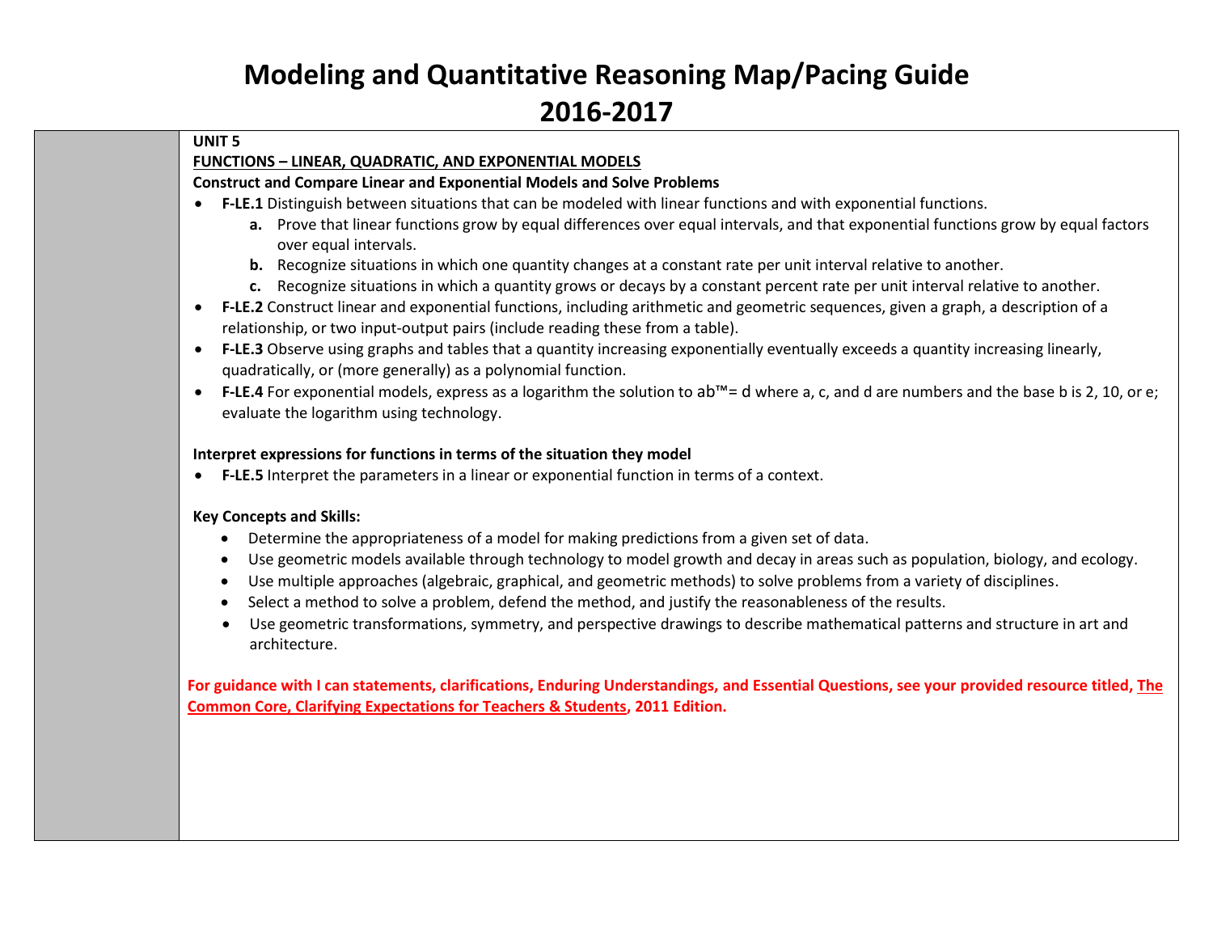# Modeling and Quantitative Reasoning Map/Pacing Guide
# 2016-2017

**UNIT 5**

**FUNCTIONS – LINEAR, QUADRATIC, AND EXPONENTIAL MODELS**

**Construct and Compare Linear and Exponential Models and Solve Problems**

- **F-LE.1** Distinguish between situations that can be modeled with linear functions and with exponential functions.
  - **a.** Prove that linear functions grow by equal differences over equal intervals, and that exponential functions grow by equal factors over equal intervals.
  - **b.** Recognize situations in which one quantity changes at a constant rate per unit interval relative to another.
  - **c.** Recognize situations in which a quantity grows or decays by a constant percent rate per unit interval relative to another.
- **F-LE.2** Construct linear and exponential functions, including arithmetic and geometric sequences, given a graph, a description of a relationship, or two input-output pairs (include reading these from a table).
- **F-LE.3** Observe using graphs and tables that a quantity increasing exponentially eventually exceeds a quantity increasing linearly, quadratically, or (more generally) as a polynomial function.
- **F-LE.4** For exponential models, express as a logarithm the solution to ab™= d where a, c, and d are numbers and the base b is 2, 10, or e; evaluate the logarithm using technology.

**Interpret expressions for functions in terms of the situation they model**

- **F-LE.5** Interpret the parameters in a linear or exponential function in terms of a context.

**Key Concepts and Skills:**

- Determine the appropriateness of a model for making predictions from a given set of data.
- Use geometric models available through technology to model growth and decay in areas such as population, biology, and ecology.
- Use multiple approaches (algebraic, graphical, and geometric methods) to solve problems from a variety of disciplines.
- Select a method to solve a problem, defend the method, and justify the reasonableness of the results.
- Use geometric transformations, symmetry, and perspective drawings to describe mathematical patterns and structure in art and architecture.

**For guidance with I can statements, clarifications, Enduring Understandings, and Essential Questions, see your provided resource titled, The Common Core, Clarifying Expectations for Teachers & Students, 2011 Edition.**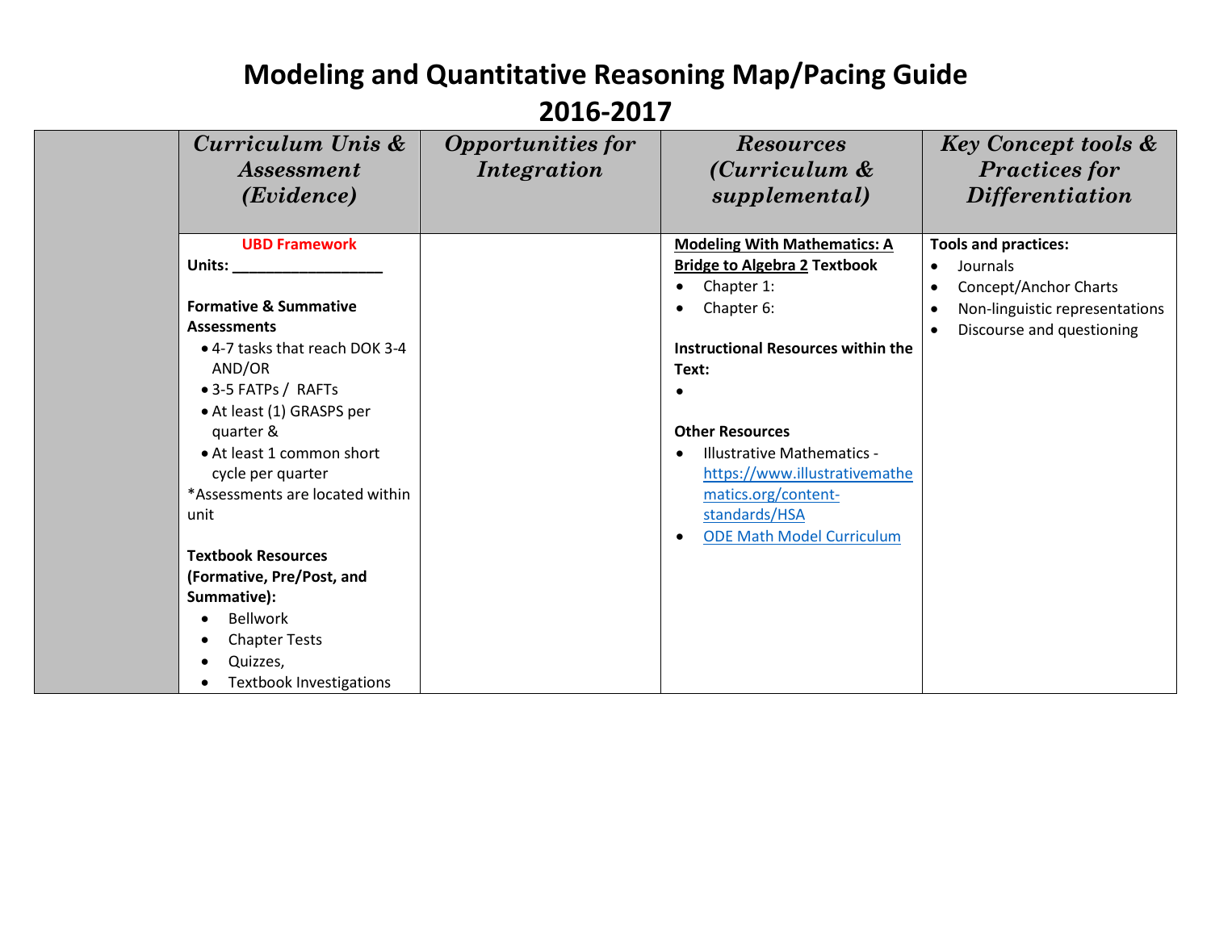# Modeling and Quantitative Reasoning Map/Pacing Guide

## 2016-2017

| | *Curriculum Unis & Assessment (Evidence)* | *Opportunities for Integration* | *Resources (Curriculum & supplemental)* | *Key Concept tools & Practices for Differentiation* |
|---|---|---|---|---|
| | **UBD Framework**<br>**Units: \_\_\_\_\_\_\_\_\_\_\_\_\_\_\_\_\_\_\_**<br><br>**Formative & Summative Assessments**<br>• 4-7 tasks that reach DOK 3-4 AND/OR<br>• 3-5 FATPs / RAFTs<br>• At least (1) GRASPS per quarter &<br>• At least 1 common short cycle per quarter<br>*Assessments are located within unit<br><br>**Textbook Resources (Formative, Pre/Post, and Summative):**<br>• Bellwork<br>• Chapter Tests<br>• Quizzes,<br>• Textbook Investigations | | **Modeling With Mathematics: A Bridge to Algebra 2 Textbook**<br>• Chapter 1:<br>• Chapter 6:<br><br>**Instructional Resources within the Text:**<br>•<br><br>**Other Resources**<br>• Illustrative Mathematics - https://www.illustrativemathematics.org/content-standards/HSA<br>• ODE Math Model Curriculum | **Tools and practices:**<br>• Journals<br>• Concept/Anchor Charts<br>• Non-linguistic representations<br>• Discourse and questioning |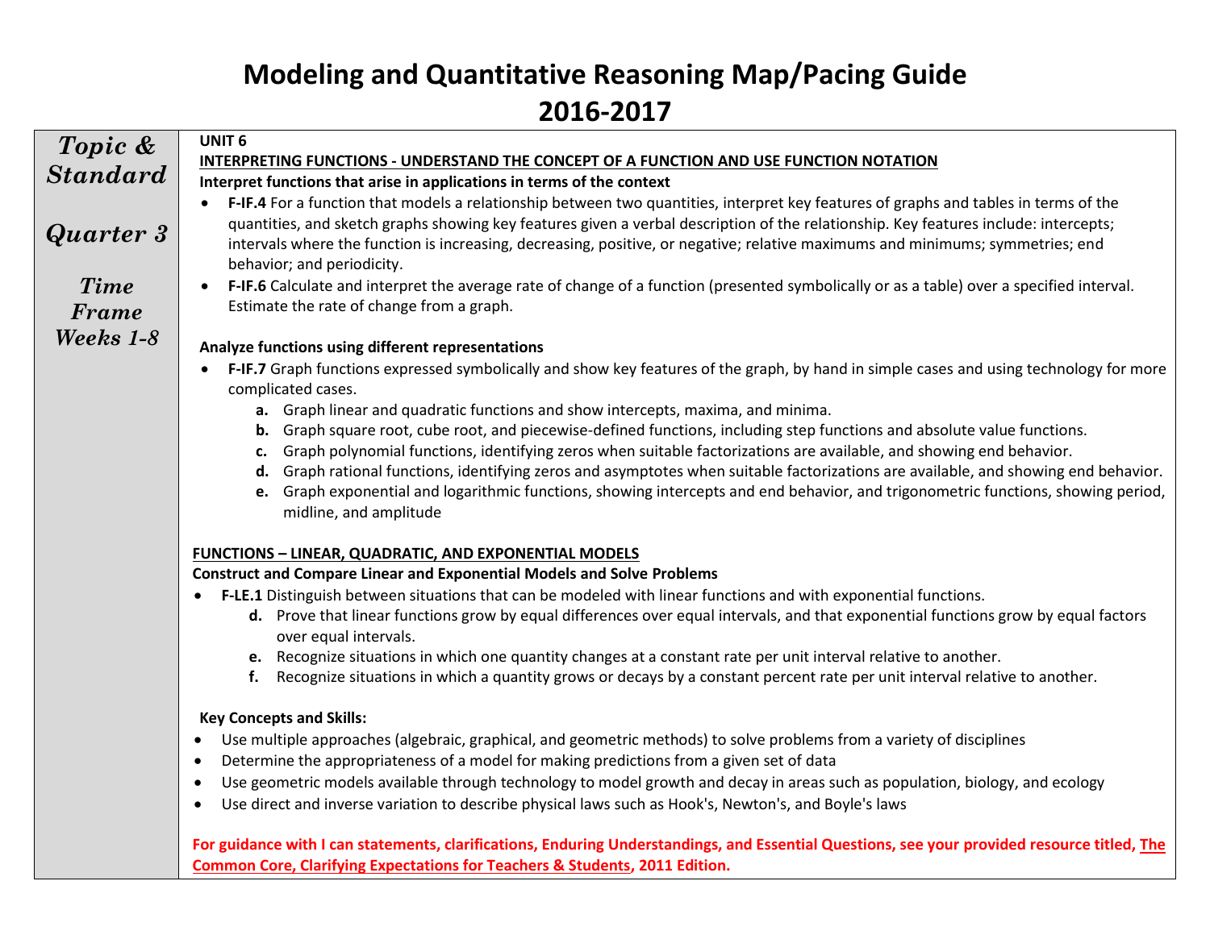# Modeling and Quantitative Reasoning Map/Pacing Guide
# 2016-2017

| | |
|---|---|
| ***Topic & Standard***<br><br>***Quarter 3***<br><br>***Time Frame Weeks 1-8*** | **UNIT 6**<br>**INTERPRETING FUNCTIONS - UNDERSTAND THE CONCEPT OF A FUNCTION AND USE FUNCTION NOTATION**<br>**Interpret functions that arise in applications in terms of the context**<br>• **F-IF.4** For a function that models a relationship between two quantities, interpret key features of graphs and tables in terms of the quantities, and sketch graphs showing key features given a verbal description of the relationship. Key features include: intercepts; intervals where the function is increasing, decreasing, positive, or negative; relative maximums and minimums; symmetries; end behavior; and periodicity.<br>• **F-IF.6** Calculate and interpret the average rate of change of a function (presented symbolically or as a table) over a specified interval. Estimate the rate of change from a graph.<br><br>**Analyze functions using different representations**<br>• **F-IF.7** Graph functions expressed symbolically and show key features of the graph, by hand in simple cases and using technology for more complicated cases.<br>**a.** Graph linear and quadratic functions and show intercepts, maxima, and minima.<br>**b.** Graph square root, cube root, and piecewise-defined functions, including step functions and absolute value functions.<br>**c.** Graph polynomial functions, identifying zeros when suitable factorizations are available, and showing end behavior.<br>**d.** Graph rational functions, identifying zeros and asymptotes when suitable factorizations are available, and showing end behavior.<br>**e.** Graph exponential and logarithmic functions, showing intercepts and end behavior, and trigonometric functions, showing period, midline, and amplitude<br><br>**FUNCTIONS – LINEAR, QUADRATIC, AND EXPONENTIAL MODELS**<br>**Construct and Compare Linear and Exponential Models and Solve Problems**<br>• **F-LE.1** Distinguish between situations that can be modeled with linear functions and with exponential functions.<br>**d.** Prove that linear functions grow by equal differences over equal intervals, and that exponential functions grow by equal factors over equal intervals.<br>**e.** Recognize situations in which one quantity changes at a constant rate per unit interval relative to another.<br>**f.** Recognize situations in which a quantity grows or decays by a constant percent rate per unit interval relative to another.<br><br>**Key Concepts and Skills:**<br>• Use multiple approaches (algebraic, graphical, and geometric methods) to solve problems from a variety of disciplines<br>• Determine the appropriateness of a model for making predictions from a given set of data<br>• Use geometric models available through technology to model growth and decay in areas such as population, biology, and ecology<br>• Use direct and inverse variation to describe physical laws such as Hook's, Newton's, and Boyle's laws<br><br>**For guidance with I can statements, clarifications, Enduring Understandings, and Essential Questions, see your provided resource titled, The Common Core, Clarifying Expectations for Teachers & Students, 2011 Edition.** |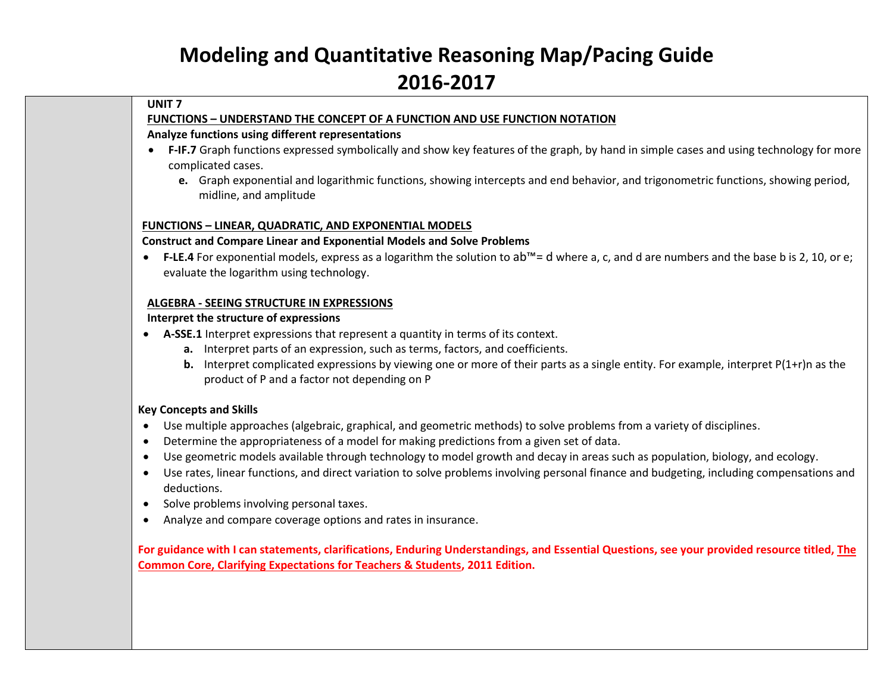# Modeling and Quantitative Reasoning Map/Pacing Guide
# 2016-2017

**UNIT 7**

**FUNCTIONS – UNDERSTAND THE CONCEPT OF A FUNCTION AND USE FUNCTION NOTATION**

**Analyze functions using different representations**

- **F-IF.7** Graph functions expressed symbolically and show key features of the graph, by hand in simple cases and using technology for more complicated cases.
    - **e.** Graph exponential and logarithmic functions, showing intercepts and end behavior, and trigonometric functions, showing period, midline, and amplitude

**FUNCTIONS – LINEAR, QUADRATIC, AND EXPONENTIAL MODELS**

**Construct and Compare Linear and Exponential Models and Solve Problems**

- **F-LE.4** For exponential models, express as a logarithm the solution to ab™= d where a, c, and d are numbers and the base b is 2, 10, or e; evaluate the logarithm using technology.

**ALGEBRA - SEEING STRUCTURE IN EXPRESSIONS**

**Interpret the structure of expressions**

- **A-SSE.1** Interpret expressions that represent a quantity in terms of its context.
    - **a.** Interpret parts of an expression, such as terms, factors, and coefficients.
    - **b.** Interpret complicated expressions by viewing one or more of their parts as a single entity. For example, interpret P(1+r)n as the product of P and a factor not depending on P

**Key Concepts and Skills**

- Use multiple approaches (algebraic, graphical, and geometric methods) to solve problems from a variety of disciplines.
- Determine the appropriateness of a model for making predictions from a given set of data.
- Use geometric models available through technology to model growth and decay in areas such as population, biology, and ecology.
- Use rates, linear functions, and direct variation to solve problems involving personal finance and budgeting, including compensations and deductions.
- Solve problems involving personal taxes.
- Analyze and compare coverage options and rates in insurance.

**For guidance with I can statements, clarifications, Enduring Understandings, and Essential Questions, see your provided resource titled, The Common Core, Clarifying Expectations for Teachers & Students, 2011 Edition.**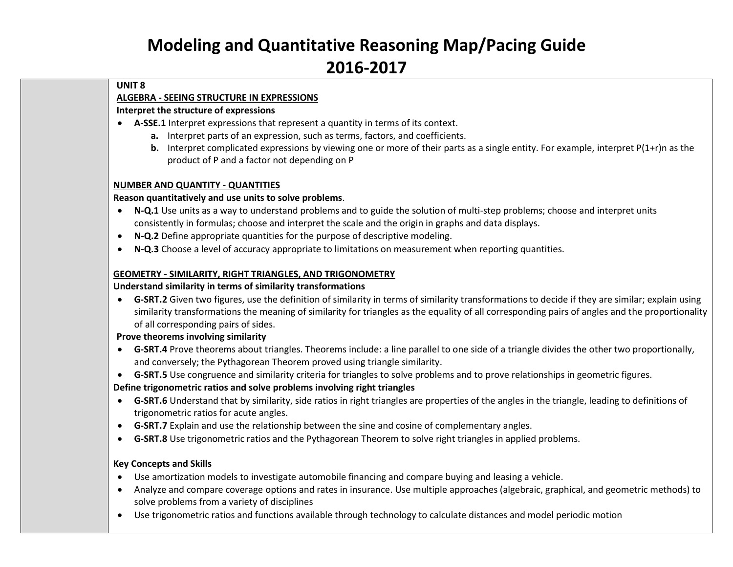# Modeling and Quantitative Reasoning Map/Pacing Guide 2016-2017

**UNIT 8**

**ALGEBRA - SEEING STRUCTURE IN EXPRESSIONS**

**Interpret the structure of expressions**

- **A-SSE.1** Interpret expressions that represent a quantity in terms of its context.
  - **a.** Interpret parts of an expression, such as terms, factors, and coefficients.
  - **b.** Interpret complicated expressions by viewing one or more of their parts as a single entity. For example, interpret P(1+r)n as the product of P and a factor not depending on P

**NUMBER AND QUANTITY - QUANTITIES**

**Reason quantitatively and use units to solve problems**.

- **N-Q.1** Use units as a way to understand problems and to guide the solution of multi-step problems; choose and interpret units consistently in formulas; choose and interpret the scale and the origin in graphs and data displays.
- **N-Q.2** Define appropriate quantities for the purpose of descriptive modeling.
- **N-Q.3** Choose a level of accuracy appropriate to limitations on measurement when reporting quantities.

**GEOMETRY - SIMILARITY, RIGHT TRIANGLES, AND TRIGONOMETRY**

**Understand similarity in terms of similarity transformations**

- **G-SRT.2** Given two figures, use the definition of similarity in terms of similarity transformations to decide if they are similar; explain using similarity transformations the meaning of similarity for triangles as the equality of all corresponding pairs of angles and the proportionality of all corresponding pairs of sides.

**Prove theorems involving similarity**

- **G-SRT.4** Prove theorems about triangles. Theorems include: a line parallel to one side of a triangle divides the other two proportionally, and conversely; the Pythagorean Theorem proved using triangle similarity.
- **G-SRT.5** Use congruence and similarity criteria for triangles to solve problems and to prove relationships in geometric figures.

**Define trigonometric ratios and solve problems involving right triangles**

- **G-SRT.6** Understand that by similarity, side ratios in right triangles are properties of the angles in the triangle, leading to definitions of trigonometric ratios for acute angles.
- **G-SRT.7** Explain and use the relationship between the sine and cosine of complementary angles.
- **G-SRT.8** Use trigonometric ratios and the Pythagorean Theorem to solve right triangles in applied problems.

**Key Concepts and Skills**

- Use amortization models to investigate automobile financing and compare buying and leasing a vehicle.
- Analyze and compare coverage options and rates in insurance. Use multiple approaches (algebraic, graphical, and geometric methods) to solve problems from a variety of disciplines
- Use trigonometric ratios and functions available through technology to calculate distances and model periodic motion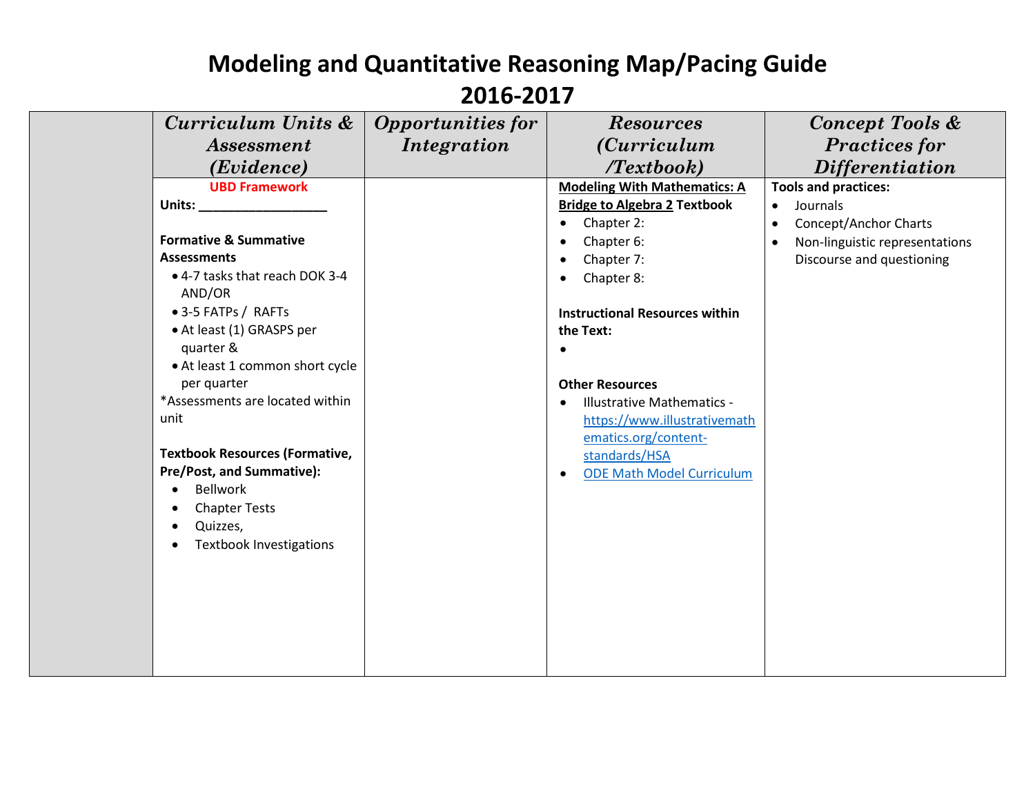# Modeling and Quantitative Reasoning Map/Pacing Guide
# 2016-2017

| | *Curriculum Units & Assessment (Evidence)* | *Opportunities for Integration* | *Resources (Curriculum /Textbook)* | *Concept Tools & Practices for Differentiation* |
|---|---|---|---|---|
| | UBD Framework<br>**Units: __________________**<br><br>**Formative & Summative Assessments**<br>• 4-7 tasks that reach DOK 3-4 AND/OR<br>• 3-5 FATPs / RAFTs<br>• At least (1) GRASPS per quarter &<br>• At least 1 common short cycle per quarter<br>*Assessments are located within unit<br><br>**Textbook Resources (Formative, Pre/Post, and Summative):**<br>• Bellwork<br>• Chapter Tests<br>• Quizzes,<br>• Textbook Investigations | | **Modeling With Mathematics: A Bridge to Algebra 2 Textbook**<br>• Chapter 2:<br>• Chapter 6:<br>• Chapter 7:<br>• Chapter 8:<br><br>**Instructional Resources within the Text:**<br>•<br><br>**Other Resources**<br>• Illustrative Mathematics - https://www.illustrativemathematics.org/content-standards/HSA<br>• ODE Math Model Curriculum | **Tools and practices:**<br>• Journals<br>• Concept/Anchor Charts<br>• Non-linguistic representations Discourse and questioning |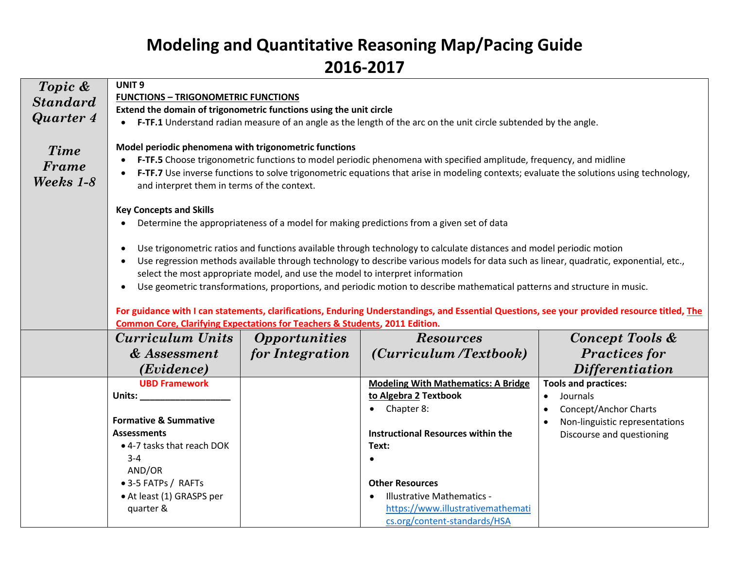# Modeling and Quantitative Reasoning Map/Pacing Guide
# 2016-2017

| | | | | |
|---|---|---|---|---|
| *Topic & Standard Quarter 4*<br><br>*Time Frame Weeks 1-8* | **UNIT 9**<br>**FUNCTIONS – TRIGONOMETRIC FUNCTIONS**<br>**Extend the domain of trigonometric functions using the unit circle**<br>• **F-TF.1** Understand radian measure of an angle as the length of the arc on the unit circle subtended by the angle.<br><br>**Model periodic phenomena with trigonometric functions**<br>• **F-TF.5** Choose trigonometric functions to model periodic phenomena with specified amplitude, frequency, and midline<br>• **F-TF.7** Use inverse functions to solve trigonometric equations that arise in modeling contexts; evaluate the solutions using technology, and interpret them in terms of the context.<br><br>**Key Concepts and Skills**<br>• Determine the appropriateness of a model for making predictions from a given set of data<br><br>• Use trigonometric ratios and functions available through technology to calculate distances and model periodic motion<br>• Use regression methods available through technology to describe various models for data such as linear, quadratic, exponential, etc., select the most appropriate model, and use the model to interpret information<br>• Use geometric transformations, proportions, and periodic motion to describe mathematical patterns and structure in music.<br><br>**For guidance with I can statements, clarifications, Enduring Understandings, and Essential Questions, see your provided resource titled, The Common Core, Clarifying Expectations for Teachers & Students, 2011 Edition.** | | | |
| | *Curriculum Units & Assessment (Evidence)* | *Opportunities for Integration* | *Resources (Curriculum /Textbook)* | *Concept Tools & Practices for Differentiation* |
| | **UBD Framework**<br>**Units: ___________________**<br><br>**Formative & Summative Assessments**<br>• 4-7 tasks that reach DOK 3-4<br>AND/OR<br>• 3-5 FATPs / RAFTs<br>• At least (1) GRASPS per quarter & | | **Modeling With Mathematics: A Bridge to Algebra 2 Textbook**<br>• Chapter 8:<br><br>**Instructional Resources within the Text:**<br>•<br><br>**Other Resources**<br>• Illustrative Mathematics - https://www.illustrativemathematics.org/content-standards/HSA | **Tools and practices:**<br>• Journals<br>• Concept/Anchor Charts<br>• Non-linguistic representations Discourse and questioning |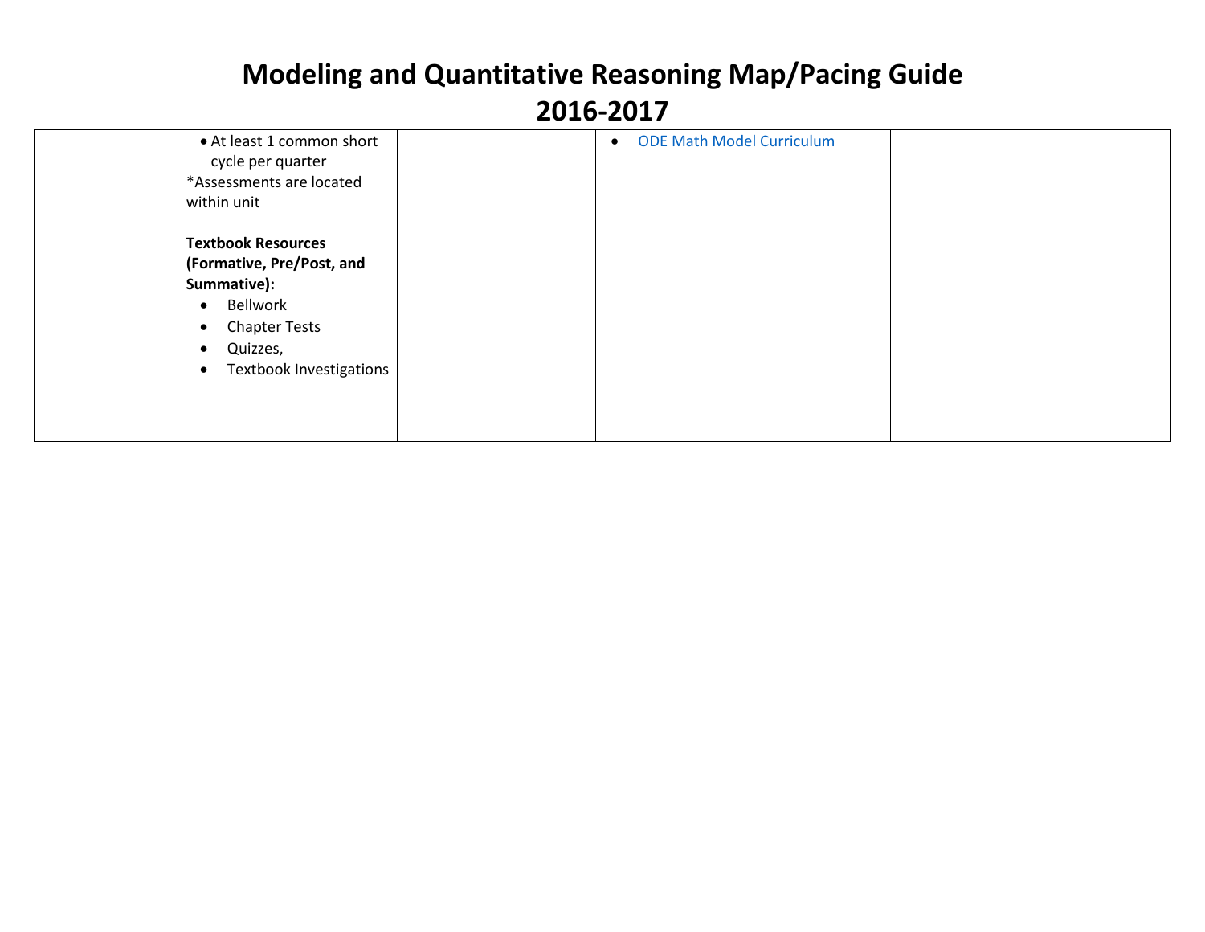# Modeling and Quantitative Reasoning Map/Pacing Guide

## 2016-2017

| | | | | |
|---|---|---|---|---|
| | • At least 1 common short cycle per quarter<br>*Assessments are located within unit<br><br>**Textbook Resources (Formative, Pre/Post, and Summative):**<br>• Bellwork<br>• Chapter Tests<br>• Quizzes,<br>• Textbook Investigations | | • ODE Math Model Curriculum | |